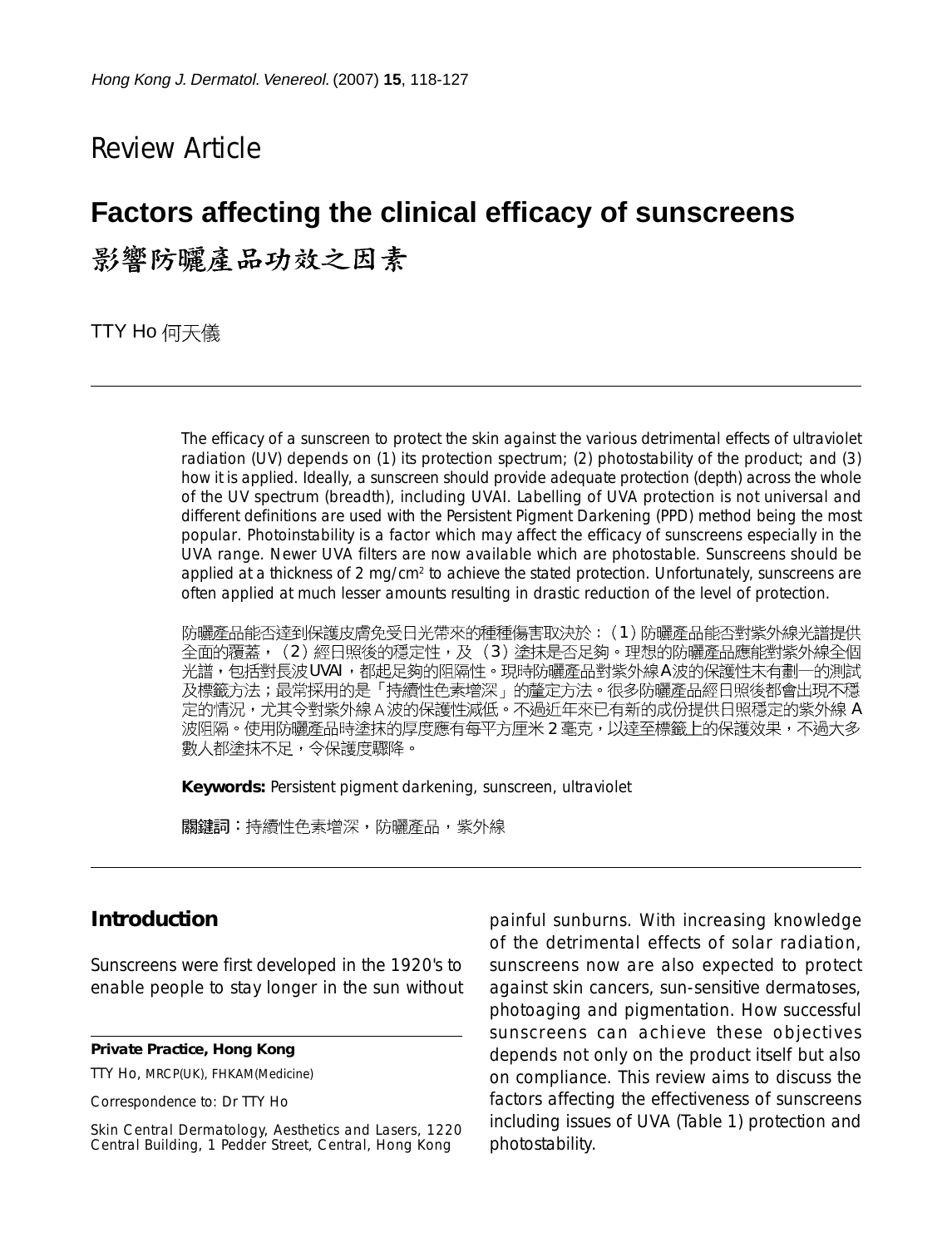Review Article

# Factors affecting the clinical efficacy of sunscreens

# 影響防曬產品功效之因素

TTY Ho 何天儀

The efficacy of a sunscreen to protect the skin against the various detrimental effects of ultraviolet radiation (UV) depends on (1) its protection spectrum; (2) photostability of the product; and (3) how it is applied. Ideally, a sunscreen should provide adequate protection (depth) across the whole of the UV spectrum (breadth), including UVAI. Labelling of UVA protection is not universal and different definitions are used with the Persistent Pigment Darkening (PPD) method being the most popular. Photoinstability is a factor which may affect the efficacy of sunscreens especially in the UVA range. Newer UVA filters are now available which are photostable. Sunscreens should be applied at a thickness of 2 mg/cm$^2$ to achieve the stated protection. Unfortunately, sunscreens are often applied at much lesser amounts resulting in drastic reduction of the level of protection.

防曬產品能否達到保護皮膚免受日光帶來的種種傷害取決於：（1）防曬產品能否對紫外線光譜提供全面的覆蓋，（2）經日照後的穩定性，及（3）塗抹是否足夠。理想的防曬產品應能對紫外線全個光譜，包括對長波UVAI，都起足夠的阻隔性。現時防曬產品對紫外線A波的保護性未有劃一的測試及標籤方法；最常採用的是「持續性色素增深」的釐定方法。很多防曬產品經日照後都會出現不穩定的情況，尤其令對紫外線A波的保護性減低。不過近年來已有新的成份提供日照穩定的紫外線A波阻隔。使用防曬產品時塗抹的厚度應有每平方厘米2毫克，以達至標籤上的保護效果，不過大多數人都塗抹不足，令保護度驟降。

**Keywords:** Persistent pigment darkening, sunscreen, ultraviolet

**關鍵詞**：持續性色素增深，防曬產品，紫外線

## Introduction

Sunscreens were first developed in the 1920's to enable people to stay longer in the sun without painful sunburns. With increasing knowledge of the detrimental effects of solar radiation, sunscreens now are also expected to protect against skin cancers, sun-sensitive dermatoses, photoaging and pigmentation. How successful sunscreens can achieve these objectives depends not only on the product itself but also on compliance. This review aims to discuss the factors affecting the effectiveness of sunscreens including issues of UVA (Table 1) protection and photostability.

**Private Practice, Hong Kong**

TTY Ho, MRCP(UK), FHKAM(Medicine)

Correspondence to: Dr TTY Ho

Skin Central Dermatology, Aesthetics and Lasers, 1220 Central Building, 1 Pedder Street, Central, Hong Kong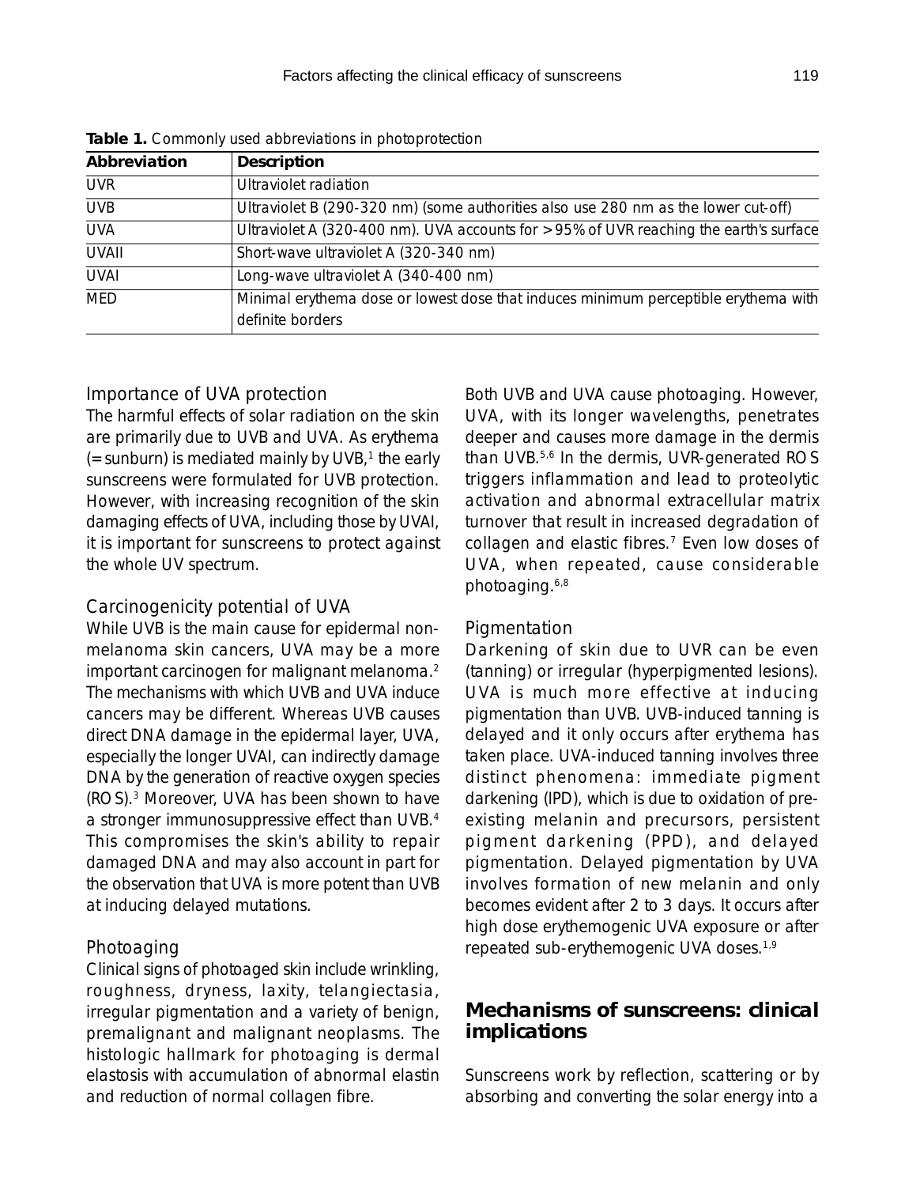**Table 1.** Commonly used abbreviations in photoprotection

| Abbreviation | Description |
|---|---|
| UVR | Ultraviolet radiation |
| UVB | Ultraviolet B (290-320 nm) (some authorities also use 280 nm as the lower cut-off) |
| UVA | Ultraviolet A (320-400 nm). UVA accounts for >95% of UVR reaching the earth's surface |
| UVAII | Short-wave ultraviolet A (320-340 nm) |
| UVAI | Long-wave ultraviolet A (340-400 nm) |
| MED | Minimal erythema dose or lowest dose that induces minimum perceptible erythema with definite borders |

### Importance of UVA protection

The harmful effects of solar radiation on the skin are primarily due to UVB and UVA. As erythema (= sunburn) is mediated mainly by UVB,[1] the early sunscreens were formulated for UVB protection. However, with increasing recognition of the skin damaging effects of UVA, including those by UVAI, it is important for sunscreens to protect against the whole UV spectrum.

### Carcinogenicity potential of UVA

While UVB is the main cause for epidermal non-melanoma skin cancers, UVA may be a more important carcinogen for malignant melanoma.[2] The mechanisms with which UVB and UVA induce cancers may be different. Whereas UVB causes direct DNA damage in the epidermal layer, UVA, especially the longer UVAI, can indirectly damage DNA by the generation of reactive oxygen species (ROS).[3] Moreover, UVA has been shown to have a stronger immunosuppressive effect than UVB.[4] This compromises the skin's ability to repair damaged DNA and may also account in part for the observation that UVA is more potent than UVB at inducing delayed mutations.

### Photoaging

Clinical signs of photoaged skin include wrinkling, roughness, dryness, laxity, telangiectasia, irregular pigmentation and a variety of benign, premalignant and malignant neoplasms. The histologic hallmark for photoaging is dermal elastosis with accumulation of abnormal elastin and reduction of normal collagen fibre.

Both UVB and UVA cause photoaging. However, UVA, with its longer wavelengths, penetrates deeper and causes more damage in the dermis than UVB.[5,6] In the dermis, UVR-generated ROS triggers inflammation and lead to proteolytic activation and abnormal extracellular matrix turnover that result in increased degradation of collagen and elastic fibres.[7] Even low doses of UVA, when repeated, cause considerable photoaging.[6,8]

### Pigmentation

Darkening of skin due to UVR can be even (tanning) or irregular (hyperpigmented lesions). UVA is much more effective at inducing pigmentation than UVB. UVB-induced tanning is delayed and it only occurs after erythema has taken place. UVA-induced tanning involves three distinct phenomena: immediate pigment darkening (IPD), which is due to oxidation of pre-existing melanin and precursors, persistent pigment darkening (PPD), and delayed pigmentation. Delayed pigmentation by UVA involves formation of new melanin and only becomes evident after 2 to 3 days. It occurs after high dose erythemogenic UVA exposure or after repeated sub-erythemogenic UVA doses.[1,9]

## Mechanisms of sunscreens: clinical implications

Sunscreens work by reflection, scattering or by absorbing and converting the solar energy into a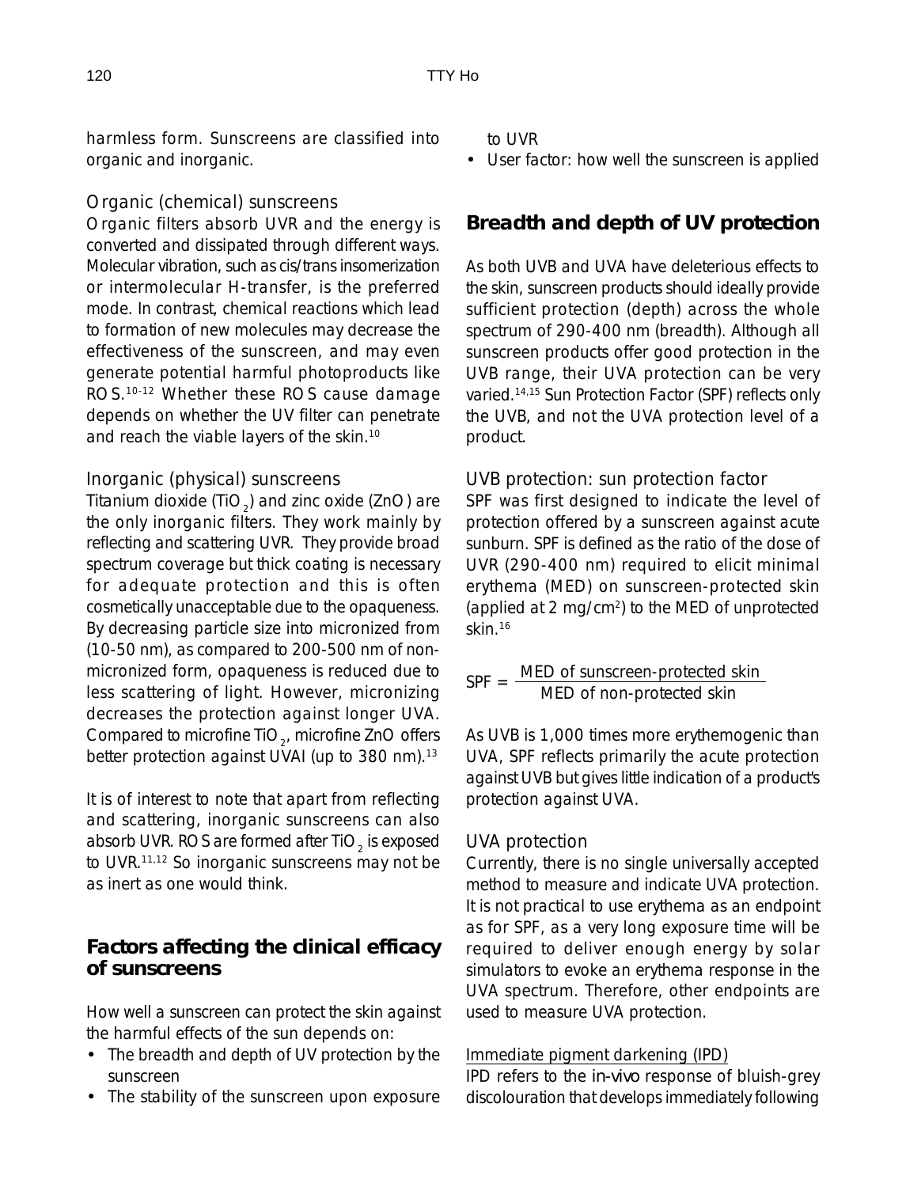harmless form. Sunscreens are classified into organic and inorganic.

### Organic (chemical) sunscreens

Organic filters absorb UVR and the energy is converted and dissipated through different ways. Molecular vibration, such as cis/trans insomerization or intermolecular H-transfer, is the preferred mode. In contrast, chemical reactions which lead to formation of new molecules may decrease the effectiveness of the sunscreen, and may even generate potential harmful photoproducts like ROS.[10-12] Whether these ROS cause damage depends on whether the UV filter can penetrate and reach the viable layers of the skin.[10]

### Inorganic (physical) sunscreens

Titanium dioxide ($TiO_2$) and zinc oxide (ZnO) are the only inorganic filters. They work mainly by reflecting and scattering UVR. They provide broad spectrum coverage but thick coating is necessary for adequate protection and this is often cosmetically unacceptable due to the opaqueness. By decreasing particle size into micronized from (10-50 nm), as compared to 200-500 nm of non-micronized form, opaqueness is reduced due to less scattering of light. However, micronizing decreases the protection against longer UVA. Compared to microfine $TiO_2$, microfine ZnO offers better protection against UVAI (up to 380 nm).[13]

It is of interest to note that apart from reflecting and scattering, inorganic sunscreens can also absorb UVR. ROS are formed after $TiO_2$ is exposed to UVR.[11,12] So inorganic sunscreens may not be as inert as one would think.

## Factors affecting the clinical efficacy of sunscreens

How well a sunscreen can protect the skin against the harmful effects of the sun depends on:

- The breadth and depth of UV protection by the sunscreen
- The stability of the sunscreen upon exposure to UVR
- User factor: how well the sunscreen is applied

## Breadth and depth of UV protection

As both UVB and UVA have deleterious effects to the skin, sunscreen products should ideally provide sufficient protection (depth) across the whole spectrum of 290-400 nm (breadth). Although all sunscreen products offer good protection in the UVB range, their UVA protection can be very varied.[14,15] Sun Protection Factor (SPF) reflects only the UVB, and not the UVA protection level of a product.

### UVB protection: sun protection factor

SPF was first designed to indicate the level of protection offered by a sunscreen against acute sunburn. SPF is defined as the ratio of the dose of UVR (290-400 nm) required to elicit minimal erythema (MED) on sunscreen-protected skin (applied at 2 $mg/cm^2$) to the MED of unprotected skin.[16]

$$\text{SPF} = \frac{\text{MED of sunscreen-protected skin}}{\text{MED of non-protected skin}}$$

As UVB is 1,000 times more erythemogenic than UVA, SPF reflects primarily the acute protection against UVB but gives little indication of a product's protection against UVA.

### UVA protection

Currently, there is no single universally accepted method to measure and indicate UVA protection. It is not practical to use erythema as an endpoint as for SPF, as a very long exposure time will be required to deliver enough energy by solar simulators to evoke an erythema response in the UVA spectrum. Therefore, other endpoints are used to measure UVA protection.

#### Immediate pigment darkening (IPD)

IPD refers to the in-vivo response of bluish-grey discolouration that develops immediately following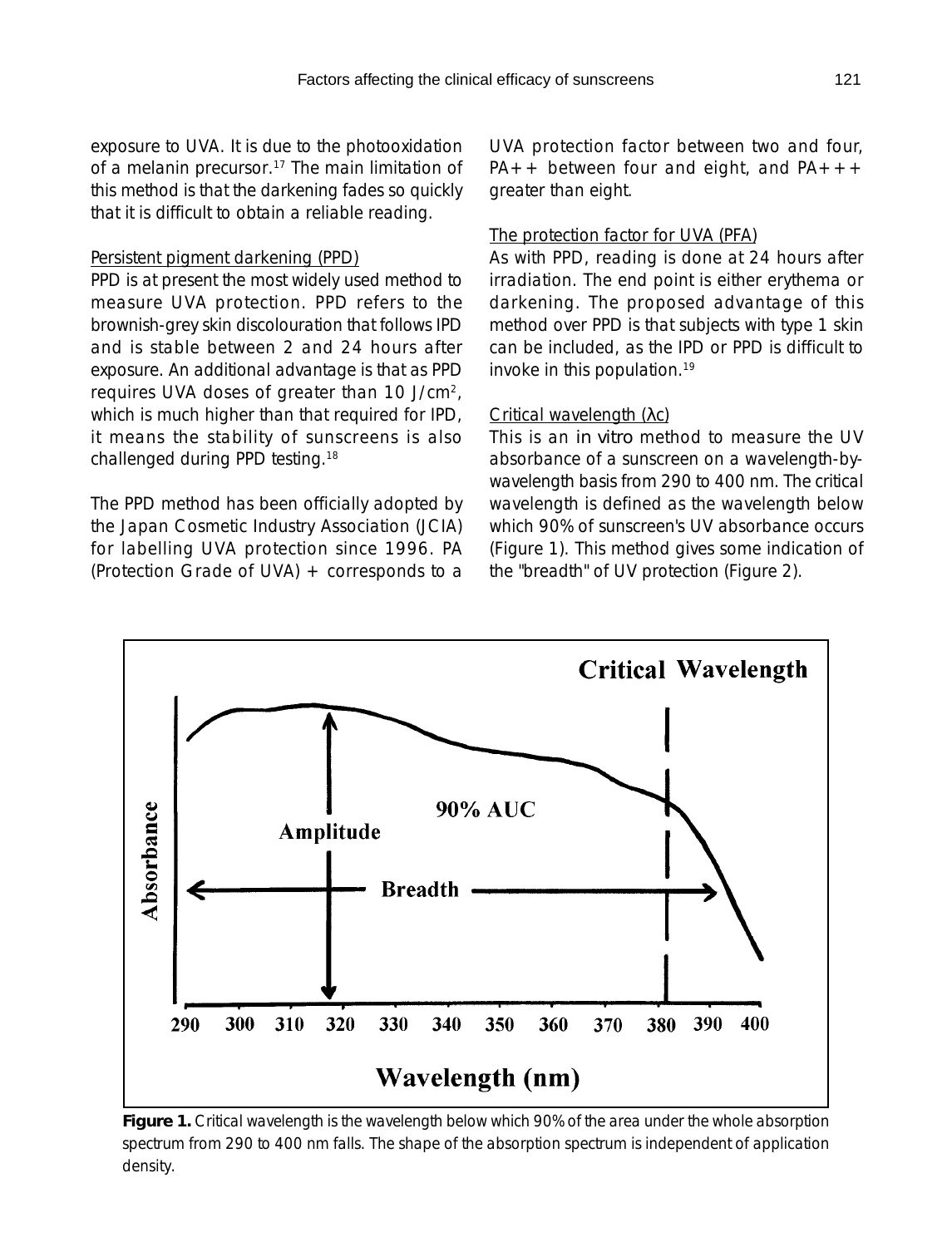exposure to UVA. It is due to the photooxidation of a melanin precursor.[17] The main limitation of this method is that the darkening fades so quickly that it is difficult to obtain a reliable reading.

Persistent pigment darkening (PPD)

PPD is at present the most widely used method to measure UVA protection. PPD refers to the brownish-grey skin discolouration that follows IPD and is stable between 2 and 24 hours after exposure. An additional advantage is that as PPD requires UVA doses of greater than 10 $J/cm^2$, which is much higher than that required for IPD, it means the stability of sunscreens is also challenged during PPD testing.[18]

The PPD method has been officially adopted by the Japan Cosmetic Industry Association (JCIA) for labelling UVA protection since 1996. PA (Protection Grade of UVA) + corresponds to a UVA protection factor between two and four, PA++ between four and eight, and PA+++ greater than eight.

The protection factor for UVA (PFA)

As with PPD, reading is done at 24 hours after irradiation. The end point is either erythema or darkening. The proposed advantage of this method over PPD is that subjects with type 1 skin can be included, as the IPD or PPD is difficult to invoke in this population.[19]

Critical wavelength (λc)

This is an *in vitro* method to measure the UV absorbance of a sunscreen on a wavelength-by-wavelength basis from 290 to 400 nm. The critical wavelength is defined as the wavelength below which 90% of sunscreen's UV absorbance occurs (Figure 1). This method gives some indication of the "breadth" of UV protection (Figure 2).

**Figure 1.** Critical wavelength is the wavelength below which 90% of the area under the whole absorption spectrum from 290 to 400 nm falls. The shape of the absorption spectrum is independent of application density.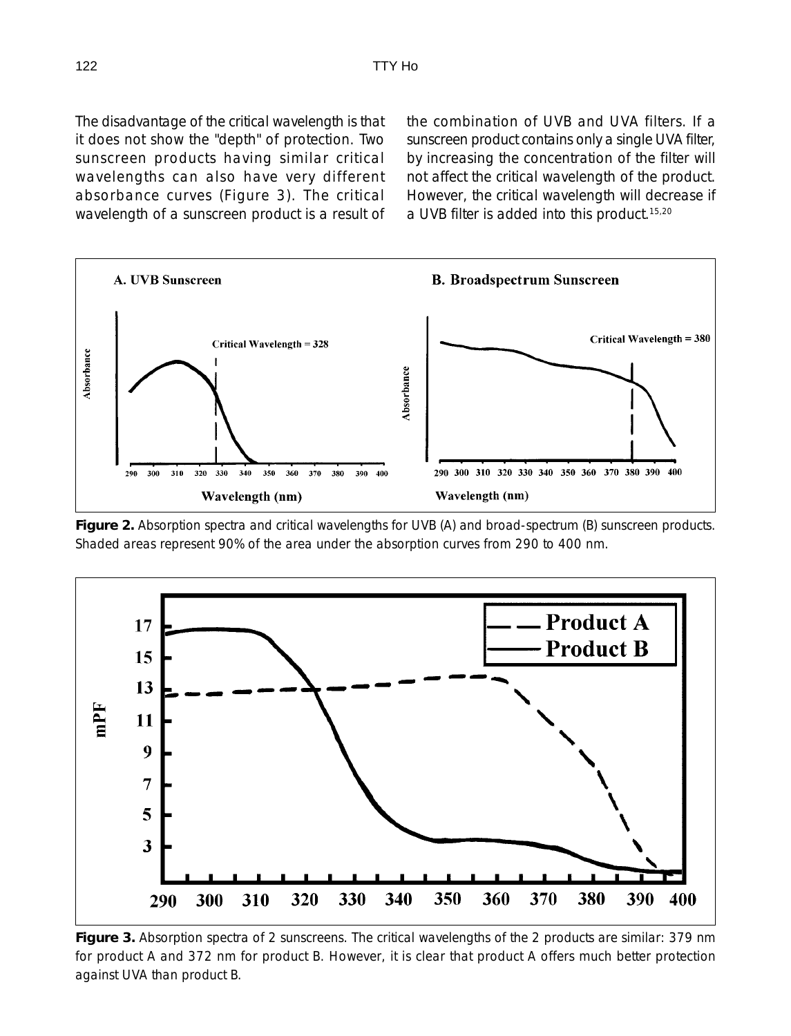The disadvantage of the critical wavelength is that it does not show the "depth" of protection. Two sunscreen products having similar critical wavelengths can also have very different absorbance curves (Figure 3). The critical wavelength of a sunscreen product is a result of the combination of UVB and UVA filters. If a sunscreen product contains only a single UVA filter, by increasing the concentration of the filter will not affect the critical wavelength of the product. However, the critical wavelength will decrease if a UVB filter is added into this product.[15,20]

**Figure 2.** Absorption spectra and critical wavelengths for UVB (A) and broad-spectrum (B) sunscreen products. Shaded areas represent 90% of the area under the absorption curves from 290 to 400 nm.

**Figure 3.** Absorption spectra of 2 sunscreens. The critical wavelengths of the 2 products are similar: 379 nm for product A and 372 nm for product B. However, it is clear that product A offers much better protection against UVA than product B.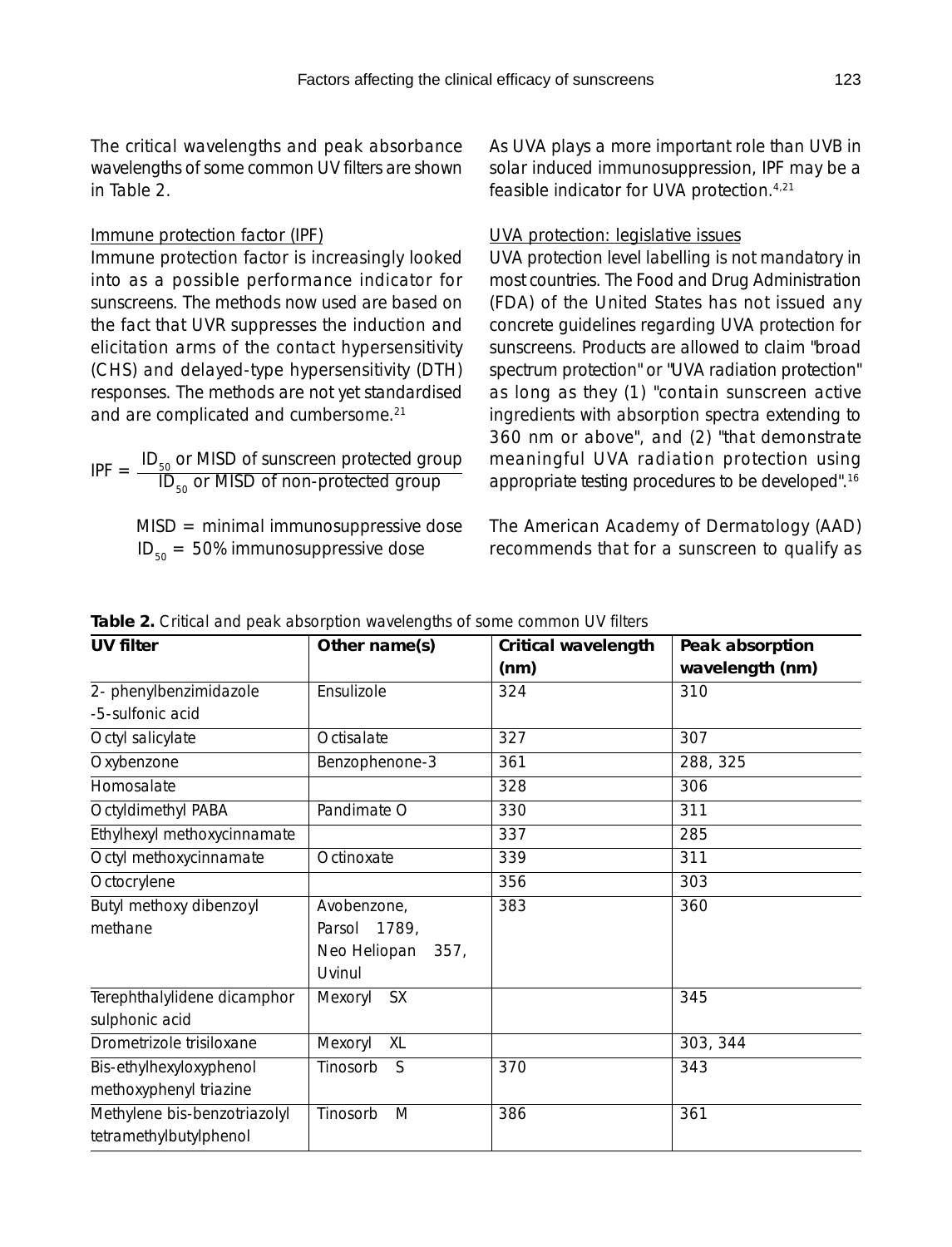The critical wavelengths and peak absorbance wavelengths of some common UV filters are shown in Table 2.

### Immune protection factor (IPF)

Immune protection factor is increasingly looked into as a possible performance indicator for sunscreens. The methods now used are based on the fact that UVR suppresses the induction and elicitation arms of the contact hypersensitivity (CHS) and delayed-type hypersensitivity (DTH) responses. The methods are not yet standardised and are complicated and cumbersome.[21]

$$IPF = \frac{ID_{50} \text{ or MISD of sunscreen protected group}}{ID_{50} \text{ or MISD of non-protected group}}$$

MISD = minimal immunosuppressive dose
$ID_{50}$ = 50% immunosuppressive dose

As UVA plays a more important role than UVB in solar induced immunosuppression, IPF may be a feasible indicator for UVA protection.[4,21]

### UVA protection: legislative issues

UVA protection level labelling is not mandatory in most countries. The Food and Drug Administration (FDA) of the United States has not issued any concrete guidelines regarding UVA protection for sunscreens. Products are allowed to claim "broad spectrum protection" or "UVA radiation protection" as long as they (1) "contain sunscreen active ingredients with absorption spectra extending to 360 nm or above", and (2) "that demonstrate meaningful UVA radiation protection using appropriate testing procedures to be developed".[16]

The American Academy of Dermatology (AAD) recommends that for a sunscreen to qualify as

**Table 2.** Critical and peak absorption wavelengths of some common UV filters

| UV filter | Other name(s) | Critical wavelength (nm) | Peak absorption wavelength (nm) |
|---|---|---|---|
| 2- phenylbenzimidazole -5-sulfonic acid | Ensulizole | 324 | 310 |
| Octyl salicylate | Octisalate | 327 | 307 |
| Oxybenzone | Benzophenone-3 | 361 | 288, 325 |
| Homosalate | | 328 | 306 |
| Octyldimethyl PABA | Pandimate O | 330 | 311 |
| Ethylhexyl methoxycinnamate | | 337 | 285 |
| Octyl methoxycinnamate | Octinoxate | 339 | 311 |
| Octocrylene | | 356 | 303 |
| Butyl methoxy dibenzoyl methane | Avobenzone, Parsol 1789, Neo Heliopan 357, Uvinul | 383 | 360 |
| Terephthalylidene dicamphor sulphonic acid | Mexoryl SX | | 345 |
| Drometrizole trisiloxane | Mexoryl XL | | 303, 344 |
| Bis-ethylhexyloxyphenol methoxyphenyl triazine | Tinosorb S | 370 | 343 |
| Methylene bis-benzotriazolyl tetramethylbutylphenol | Tinosorb M | 386 | 361 |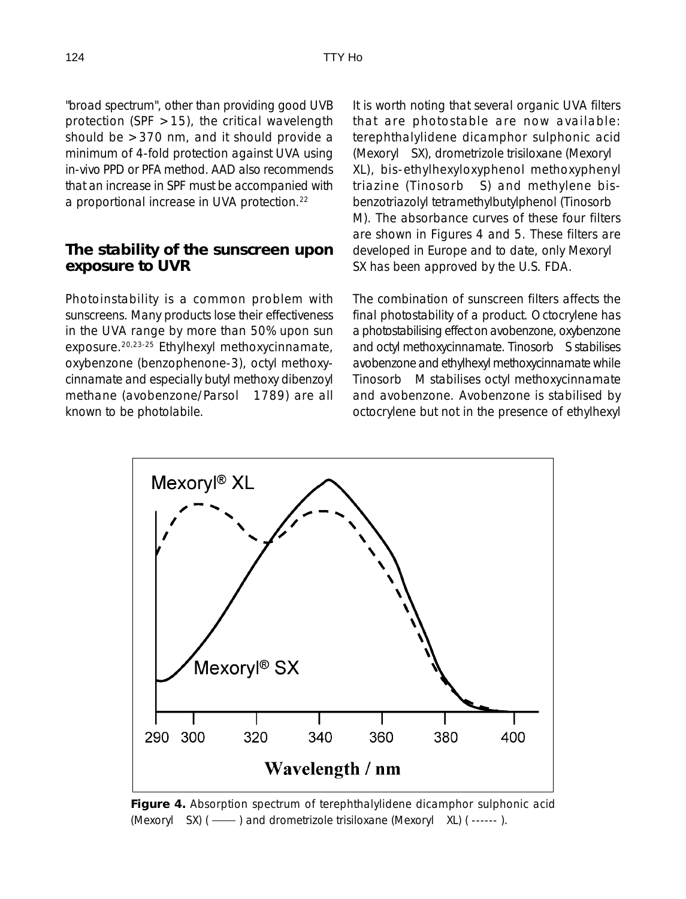"broad spectrum", other than providing good UVB protection (SPF >15), the critical wavelength should be >370 nm, and it should provide a minimum of 4-fold protection against UVA using in-vivo PPD or PFA method. AAD also recommends that an increase in SPF must be accompanied with a proportional increase in UVA protection.[22]

## The stability of the sunscreen upon exposure to UVR

Photoinstability is a common problem with sunscreens. Many products lose their effectiveness in the UVA range by more than 50% upon sun exposure.[20,23-25] Ethylhexyl methoxycinnamate, oxybenzone (benzophenone-3), octyl methoxycinnamate and especially butyl methoxy dibenzoyl methane (avobenzone/Parsol 1789) are all known to be photolabile.

It is worth noting that several organic UVA filters that are photostable are now available: terephthalylidene dicamphor sulphonic acid (Mexoryl SX), drometrizole trisiloxane (Mexoryl XL), bis-ethylhexyloxyphenol methoxyphenyl triazine (Tinosorb S) and methylene bis-benzotriazolyl tetramethylbutylphenol (Tinosorb M). The absorbance curves of these four filters are shown in Figures 4 and 5. These filters are developed in Europe and to date, only Mexoryl SX has been approved by the U.S. FDA.

The combination of sunscreen filters affects the final photostability of a product. Octocrylene has a photostabilising effect on avobenzone, oxybenzone and octyl methoxycinnamate. Tinosorb S stabilises avobenzone and ethylhexyl methoxycinnamate while Tinosorb M stabilises octyl methoxycinnamate and avobenzone. Avobenzone is stabilised by octocrylene but not in the presence of ethylhexyl

**Figure 4.** Absorption spectrum of terephthalylidene dicamphor sulphonic acid (Mexoryl SX) ( —— ) and drometrizole trisiloxane (Mexoryl XL) ( ------ ).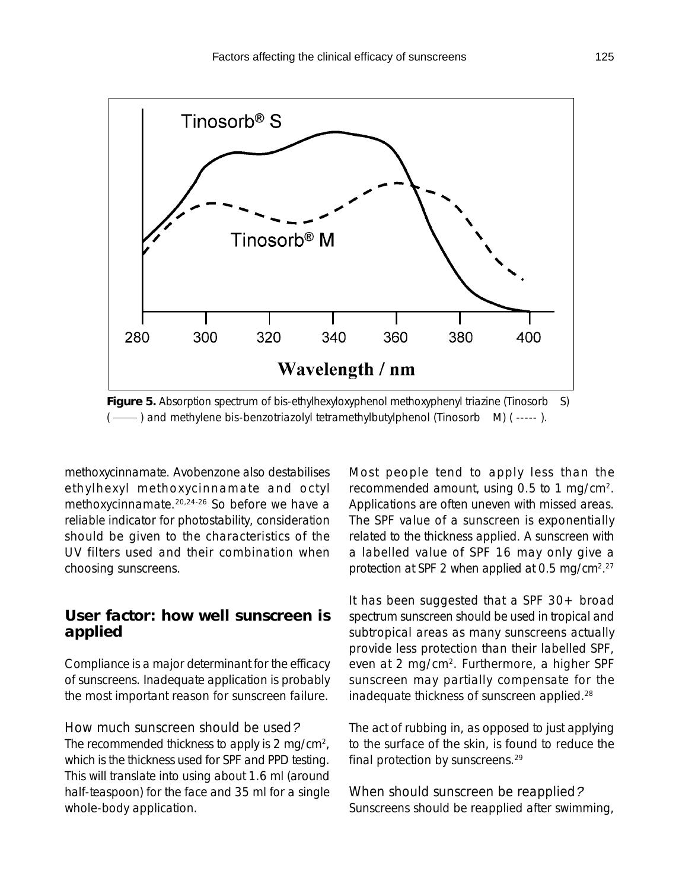Figure 5. Absorption spectrum of bis-ethylhexyloxyphenol methoxyphenyl triazine (Tinosorb® S) ( —— ) and methylene bis-benzotriazolyl tetramethylbutylphenol (Tinosorb® M) ( ----- ).

methoxycinnamate. Avobenzone also destabilises ethylhexyl methoxycinnamate and octyl methoxycinnamate.[20,24-26] So before we have a reliable indicator for photostability, consideration should be given to the characteristics of the UV filters used and their combination when choosing sunscreens.

## User factor: how well sunscreen is applied

Compliance is a major determinant for the efficacy of sunscreens. Inadequate application is probably the most important reason for sunscreen failure.

### How much sunscreen should be used?

The recommended thickness to apply is 2 mg/cm$^2$, which is the thickness used for SPF and PPD testing. This will translate into using about 1.6 ml (around half-teaspoon) for the face and 35 ml for a single whole-body application.

Most people tend to apply less than the recommended amount, using 0.5 to 1 mg/cm$^2$. Applications are often uneven with missed areas. The SPF value of a sunscreen is exponentially related to the thickness applied. A sunscreen with a labelled value of SPF 16 may only give a protection at SPF 2 when applied at 0.5 mg/cm$^2$.[27]

It has been suggested that a SPF 30+ broad spectrum sunscreen should be used in tropical and subtropical areas as many sunscreens actually provide less protection than their labelled SPF, even at 2 mg/cm$^2$. Furthermore, a higher SPF sunscreen may partially compensate for the inadequate thickness of sunscreen applied.[28]

The act of rubbing in, as opposed to just applying to the surface of the skin, is found to reduce the final protection by sunscreens.[29]

### When should sunscreen be reapplied?

Sunscreens should be reapplied after swimming,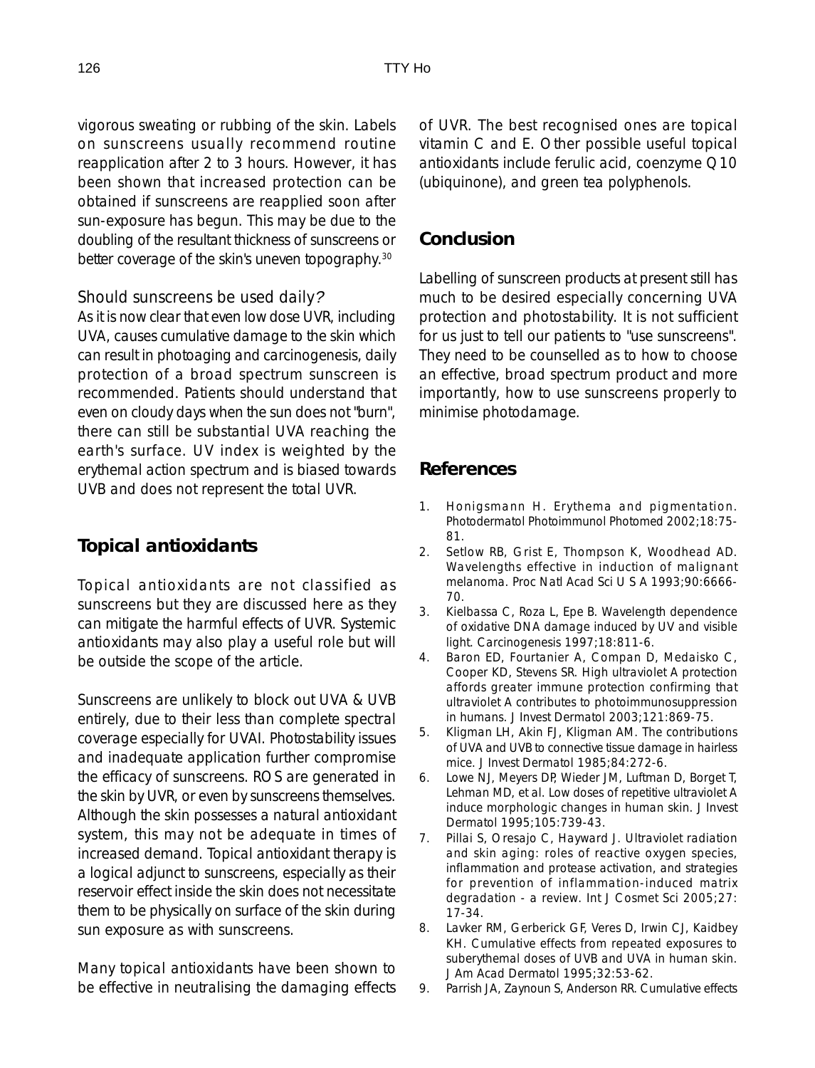vigorous sweating or rubbing of the skin. Labels on sunscreens usually recommend routine reapplication after 2 to 3 hours. However, it has been shown that increased protection can be obtained if sunscreens are reapplied soon after sun-exposure has begun. This may be due to the doubling of the resultant thickness of sunscreens or better coverage of the skin's uneven topography.[30]

### Should sunscreens be used daily?

As it is now clear that even low dose UVR, including UVA, causes cumulative damage to the skin which can result in photoaging and carcinogenesis, daily protection of a broad spectrum sunscreen is recommended. Patients should understand that even on cloudy days when the sun does not "burn", there can still be substantial UVA reaching the earth's surface. UV index is weighted by the erythemal action spectrum and is biased towards UVB and does not represent the total UVR.

## Topical antioxidants

Topical antioxidants are not classified as sunscreens but they are discussed here as they can mitigate the harmful effects of UVR. Systemic antioxidants may also play a useful role but will be outside the scope of the article.

Sunscreens are unlikely to block out UVA & UVB entirely, due to their less than complete spectral coverage especially for UVAI. Photostability issues and inadequate application further compromise the efficacy of sunscreens. ROS are generated in the skin by UVR, or even by sunscreens themselves. Although the skin possesses a natural antioxidant system, this may not be adequate in times of increased demand. Topical antioxidant therapy is a logical adjunct to sunscreens, especially as their reservoir effect inside the skin does not necessitate them to be physically on surface of the skin during sun exposure as with sunscreens.

Many topical antioxidants have been shown to be effective in neutralising the damaging effects of UVR. The best recognised ones are topical vitamin C and E. Other possible useful topical antioxidants include ferulic acid, coenzyme Q10 (ubiquinone), and green tea polyphenols.

## Conclusion

Labelling of sunscreen products at present still has much to be desired especially concerning UVA protection and photostability. It is not sufficient for us just to tell our patients to "use sunscreens". They need to be counselled as to how to choose an effective, broad spectrum product and more importantly, how to use sunscreens properly to minimise photodamage.

## References

1. Honigsmann H. Erythema and pigmentation. Photodermatol Photoimmunol Photomed 2002;18:75-81.
2. Setlow RB, Grist E, Thompson K, Woodhead AD. Wavelengths effective in induction of malignant melanoma. Proc Natl Acad Sci U S A 1993;90:6666-70.
3. Kielbassa C, Roza L, Epe B. Wavelength dependence of oxidative DNA damage induced by UV and visible light. Carcinogenesis 1997;18:811-6.
4. Baron ED, Fourtanier A, Compan D, Medaisko C, Cooper KD, Stevens SR. High ultraviolet A protection affords greater immune protection confirming that ultraviolet A contributes to photoimmunosuppression in humans. J Invest Dermatol 2003;121:869-75.
5. Kligman LH, Akin FJ, Kligman AM. The contributions of UVA and UVB to connective tissue damage in hairless mice. J Invest Dermatol 1985;84:272-6.
6. Lowe NJ, Meyers DP, Wieder JM, Luftman D, Borget T, Lehman MD, et al. Low doses of repetitive ultraviolet A induce morphologic changes in human skin. J Invest Dermatol 1995;105:739-43.
7. Pillai S, Oresajo C, Hayward J. Ultraviolet radiation and skin aging: roles of reactive oxygen species, inflammation and protease activation, and strategies for prevention of inflammation-induced matrix degradation - a review. Int J Cosmet Sci 2005;27: 17-34.
8. Lavker RM, Gerberick GF, Veres D, Irwin CJ, Kaidbey KH. Cumulative effects from repeated exposures to suberythemal doses of UVB and UVA in human skin. J Am Acad Dermatol 1995;32:53-62.
9. Parrish JA, Zaynoun S, Anderson RR. Cumulative effects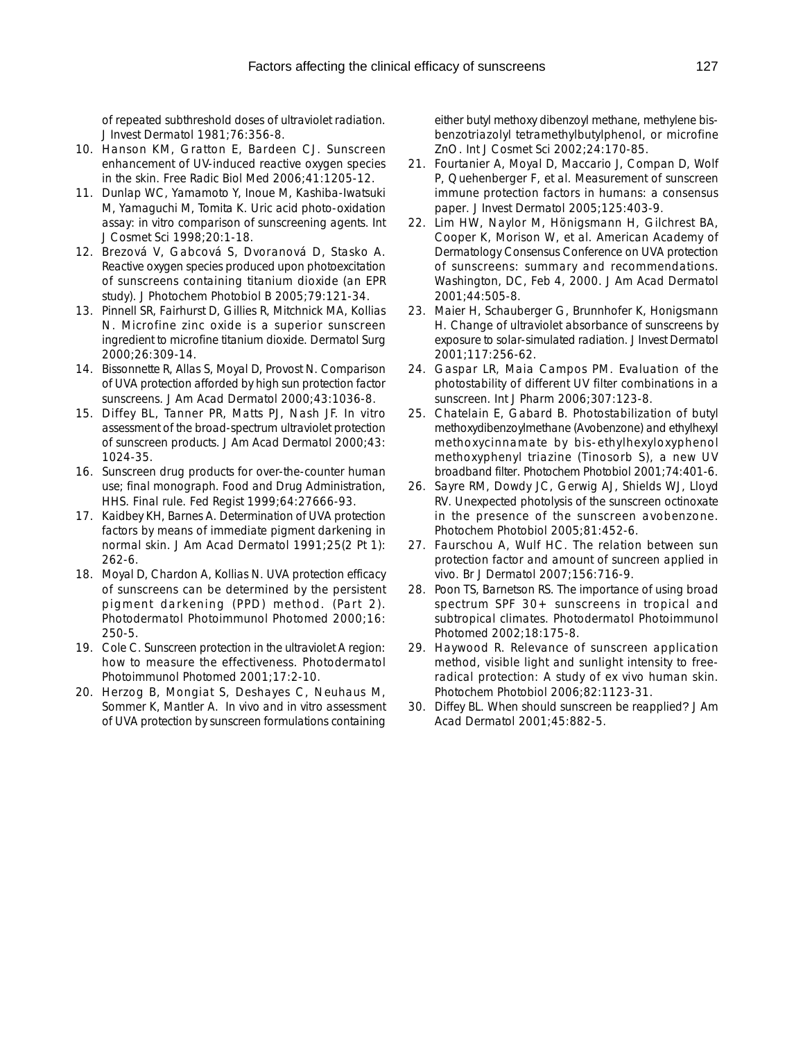of repeated subthreshold doses of ultraviolet radiation. J Invest Dermatol 1981;76:356-8.

10. Hanson KM, Gratton E, Bardeen CJ. Sunscreen enhancement of UV-induced reactive oxygen species in the skin. Free Radic Biol Med 2006;41:1205-12.
11. Dunlap WC, Yamamoto Y, Inoue M, Kashiba-Iwatsuki M, Yamaguchi M, Tomita K. Uric acid photo-oxidation assay: in vitro comparison of sunscreening agents. Int J Cosmet Sci 1998;20:1-18.
12. Brezová V, Gabcová S, Dvoranová D, Stasko A. Reactive oxygen species produced upon photoexcitation of sunscreens containing titanium dioxide (an EPR study). J Photochem Photobiol B 2005;79:121-34.
13. Pinnell SR, Fairhurst D, Gillies R, Mitchnick MA, Kollias N. Microfine zinc oxide is a superior sunscreen ingredient to microfine titanium dioxide. Dermatol Surg 2000;26:309-14.
14. Bissonnette R, Allas S, Moyal D, Provost N. Comparison of UVA protection afforded by high sun protection factor sunscreens. J Am Acad Dermatol 2000;43:1036-8.
15. Diffey BL, Tanner PR, Matts PJ, Nash JF. In vitro assessment of the broad-spectrum ultraviolet protection of sunscreen products. J Am Acad Dermatol 2000;43: 1024-35.
16. Sunscreen drug products for over-the-counter human use; final monograph. Food and Drug Administration, HHS. Final rule. Fed Regist 1999;64:27666-93.
17. Kaidbey KH, Barnes A. Determination of UVA protection factors by means of immediate pigment darkening in normal skin. J Am Acad Dermatol 1991;25(2 Pt 1): 262-6.
18. Moyal D, Chardon A, Kollias N. UVA protection efficacy of sunscreens can be determined by the persistent pigment darkening (PPD) method. (Part 2). Photodermatol Photoimmunol Photomed 2000;16: 250-5.
19. Cole C. Sunscreen protection in the ultraviolet A region: how to measure the effectiveness. Photodermatol Photoimmunol Photomed 2001;17:2-10.
20. Herzog B, Mongiat S, Deshayes C, Neuhaus M, Sommer K, Mantler A. In vivo and in vitro assessment of UVA protection by sunscreen formulations containing either butyl methoxy dibenzoyl methane, methylene bis-benzotriazolyl tetramethylbutylphenol, or microfine ZnO. Int J Cosmet Sci 2002;24:170-85.
21. Fourtanier A, Moyal D, Maccario J, Compan D, Wolf P, Quehenberger F, et al. Measurement of sunscreen immune protection factors in humans: a consensus paper. J Invest Dermatol 2005;125:403-9.
22. Lim HW, Naylor M, Hönigsmann H, Gilchrest BA, Cooper K, Morison W, et al. American Academy of Dermatology Consensus Conference on UVA protection of sunscreens: summary and recommendations. Washington, DC, Feb 4, 2000. J Am Acad Dermatol 2001;44:505-8.
23. Maier H, Schauberger G, Brunnhofer K, Honigsmann H. Change of ultraviolet absorbance of sunscreens by exposure to solar-simulated radiation. J Invest Dermatol 2001;117:256-62.
24. Gaspar LR, Maia Campos PM. Evaluation of the photostability of different UV filter combinations in a sunscreen. Int J Pharm 2006;307:123-8.
25. Chatelain E, Gabard B. Photostabilization of butyl methoxydibenzoylmethane (Avobenzone) and ethylhexyl methoxycinnamate by bis-ethylhexyloxyphenol methoxyphenyl triazine (Tinosorb S), a new UV broadband filter. Photochem Photobiol 2001;74:401-6.
26. Sayre RM, Dowdy JC, Gerwig AJ, Shields WJ, Lloyd RV. Unexpected photolysis of the sunscreen octinoxate in the presence of the sunscreen avobenzone. Photochem Photobiol 2005;81:452-6.
27. Faurschou A, Wulf HC. The relation between sun protection factor and amount of suncreen applied in vivo. Br J Dermatol 2007;156:716-9.
28. Poon TS, Barnetson RS. The importance of using broad spectrum SPF 30+ sunscreens in tropical and subtropical climates. Photodermatol Photoimmunol Photomed 2002;18:175-8.
29. Haywood R. Relevance of sunscreen application method, visible light and sunlight intensity to free-radical protection: A study of ex vivo human skin. Photochem Photobiol 2006;82:1123-31.
30. Diffey BL. When should sunscreen be reapplied? J Am Acad Dermatol 2001;45:882-5.